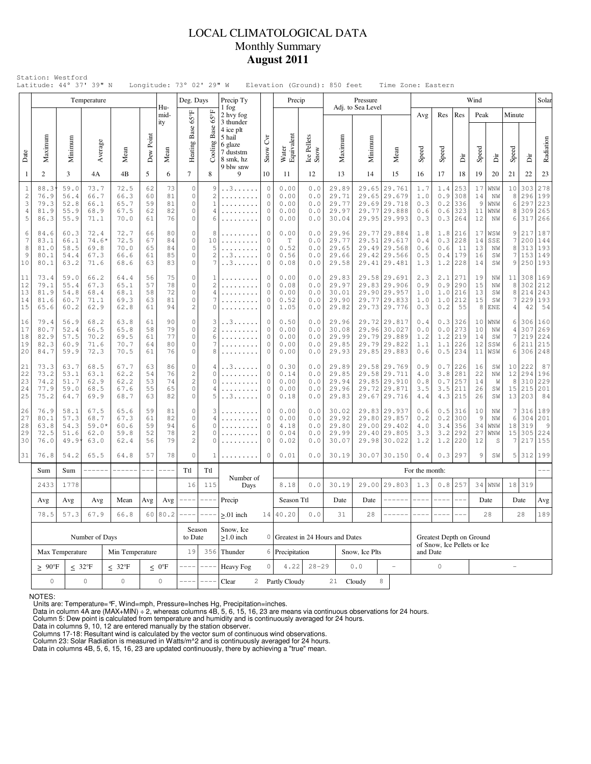# LOCAL CLIMATOLOGICAL DATA
## Monthly Summary
### August 2011

Station: Westford
Latitude: 44° 37' 39" N Longitude: 73° 02' 29" W Elevation (Ground): 850 feet Time Zone: Eastern

| Date | Temperature Maximum | Temperature Minimum | Temperature Average | Temperature Mean | Dew Point | Humidity Mean | Deg. Days Heating Base 65°F | Deg. Days Cooling Base 65°F | Precip Ty | Snow Cvr | Precip Water Equivalent | Precip Ice Pellets Snow | Pressure Maximum | Pressure Minimum | Pressure Mean | Wind Avg Speed | Wind Res Speed | Wind Res Dir | Wind Peak Speed | Wind Peak Dir | Wind Minute Speed | Wind Minute Dir | Solar Radiation |
|---|---|---|---|---|---|---|---|---|---|---|---|---|---|---|---|---|---|---|---|---|---|---|---|
| 1 | 2 | 3 | 4A | 4B | 5 | 6 | 7 | 8 | 9 | 10 | 11 | 12 | 13 | 14 | 15 | 16 | 17 | 18 | 19 | 20 | 21 | 22 | 23 |
| 1 | 88.3* | 59.0 | 73.7 | 72.5 | 62 | 73 | 0 | 9 | ..3...... | 0 | 0.00 | 0.0 | 29.89 | 29.65 | 29.761 | 1.7 | 1.4 | 253 | 17 | WNW | 10 | 303 | 278 |
| 2 | 76.9 | 56.4 | 66.7 | 66.3 | 60 | 81 | 0 | 2 | ......... | 0 | 0.00 | 0.0 | 29.71 | 29.65 | 29.679 | 1.0 | 0.9 | 308 | 14 | NW | 8 | 296 | 199 |
| 3 | 79.3 | 52.8 | 66.1 | 65.7 | 59 | 81 | 0 | 1 | ......... | 0 | 0.00 | 0.0 | 29.77 | 29.69 | 29.718 | 0.3 | 0.2 | 336 | 9 | WNW | 6 | 297 | 223 |
| 4 | 81.9 | 55.9 | 68.9 | 67.5 | 62 | 82 | 0 | 4 | ......... | 0 | 0.00 | 0.0 | 29.97 | 29.77 | 29.888 | 0.6 | 0.6 | 323 | 11 | WNW | 8 | 309 | 265 |
| 5 | 86.3 | 55.9 | 71.1 | 70.0 | 61 | 76 | 0 | 6 | ......... | 0 | 0.00 | 0.0 | 30.04 | 29.95 | 29.993 | 0.3 | 0.3 | 264 | 12 | NW | 6 | 317 | 266 |
| 6 | 84.6 | 60.3 | 72.4 | 72.7 | 66 | 80 | 0 | 8 | ......... | 0 | 0.00 | 0.0 | 29.96 | 29.77 | 29.884 | 1.8 | 1.8 | 216 | 17 | WSW | 9 | 217 | 187 |
| 7 | 83.1 | 66.1 | 74.6* | 72.5 | 67 | 84 | 0 | 10 | ......... | 0 | T | 0.0 | 29.77 | 29.51 | 29.617 | 0.4 | 0.3 | 228 | 14 | SSE | 7 | 200 | 144 |
| 8 | 81.0 | 58.5 | 69.8 | 70.0 | 65 | 84 | 0 | 5 | ......... | 0 | 0.52 | 0.0 | 29.65 | 29.49 | 29.568 | 0.6 | 0.6 | 11 | 13 | NW | 8 | 313 | 193 |
| 9 | 80.1 | 54.4 | 67.3 | 66.6 | 61 | 85 | 0 | 2 | ..3...... | 0 | 0.56 | 0.0 | 29.66 | 29.42 | 29.566 | 0.5 | 0.4 | 179 | 16 | SW | 7 | 153 | 149 |
| 10 | 80.1 | 63.2 | 71.6 | 68.6 | 63 | 83 | 0 | 7 | ..3...... | 0 | 0.08 | 0.0 | 29.58 | 29.41 | 29.481 | 1.3 | 1.2 | 228 | 14 | SW | 9 | 250 | 193 |
| 11 | 73.4 | 59.0 | 66.2 | 64.4 | 56 | 75 | 0 | 1 | ......... | 0 | 0.00 | 0.0 | 29.83 | 29.58 | 29.691 | 2.3 | 2.1 | 271 | 19 | NW | 11 | 308 | 169 |
| 12 | 79.1 | 55.4 | 67.3 | 65.1 | 57 | 78 | 0 | 2 | ......... | 0 | 0.08 | 0.0 | 29.97 | 29.83 | 29.906 | 0.9 | 0.9 | 290 | 15 | NW | 8 | 302 | 212 |
| 13 | 81.9 | 54.8 | 68.4 | 68.1 | 58 | 72 | 0 | 4 | ......... | 0 | 0.00 | 0.0 | 30.01 | 29.90 | 29.957 | 1.0 | 1.0 | 216 | 13 | SW | 8 | 214 | 243 |
| 14 | 81.6 | 60.7 | 71.1 | 69.3 | 63 | 81 | 0 | 7 | ......... | 0 | 0.52 | 0.0 | 29.90 | 29.77 | 29.833 | 1.0 | 1.0 | 212 | 15 | SW | 7 | 229 | 193 |
| 15 | 65.6 | 60.2 | 62.9 | 62.8 | 61 | 94 | 2 | 0 | ......... | 0 | 1.05 | 0.0 | 29.82 | 29.73 | 29.776 | 0.3 | 0.2 | 55 | 8 | ENE | 4 | 42 | 54 |
| 16 | 79.4 | 56.9 | 68.2 | 63.8 | 61 | 90 | 0 | 3 | ..3...... | 0 | 0.50 | 0.0 | 29.96 | 29.72 | 29.817 | 0.4 | 0.3 | 326 | 10 | WNW | 6 | 306 | 160 |
| 17 | 80.7 | 52.4 | 66.5 | 65.8 | 58 | 79 | 0 | 2 | ......... | 0 | 0.00 | 0.0 | 30.08 | 29.96 | 30.027 | 0.0 | 0.0 | 273 | 10 | NW | 4 | 307 | 269 |
| 18 | 82.9 | 57.5 | 70.2 | 69.5 | 61 | 77 | 0 | 6 | ......... | 0 | 0.00 | 0.0 | 29.99 | 29.79 | 29.889 | 1.2 | 1.2 | 219 | 14 | SW | 7 | 219 | 224 |
| 19 | 82.3 | 60.9 | 71.6 | 70.7 | 64 | 80 | 0 | 7 | ......... | 0 | 0.00 | 0.0 | 29.85 | 29.79 | 29.822 | 1.1 | 1.1 | 226 | 12 | SSW | 6 | 211 | 215 |
| 20 | 84.7 | 59.9 | 72.3 | 70.5 | 61 | 76 | 0 | 8 | ......... | 0 | 0.00 | 0.0 | 29.93 | 29.85 | 29.883 | 0.6 | 0.5 | 234 | 11 | WSW | 6 | 306 | 248 |
| 21 | 73.3 | 63.7 | 68.5 | 67.7 | 63 | 86 | 0 | 4 | ..3...... | 0 | 0.30 | 0.0 | 29.89 | 29.58 | 29.769 | 0.9 | 0.7 | 226 | 16 | SW | 10 | 222 | 87 |
| 22 | 73.2 | 53.1 | 63.1 | 62.2 | 54 | 76 | 2 | 0 | ......... | 0 | 0.14 | 0.0 | 29.85 | 29.58 | 29.711 | 4.0 | 3.8 | 281 | 22 | NW | 12 | 294 | 196 |
| 23 | 74.2 | 51.7 | 62.9 | 62.2 | 53 | 74 | 2 | 0 | ......... | 0 | 0.00 | 0.0 | 29.94 | 29.85 | 29.910 | 0.8 | 0.7 | 257 | 14 | W | 8 | 310 | 229 |
| 24 | 77.9 | 59.0 | 68.5 | 67.6 | 55 | 65 | 0 | 4 | ......... | 0 | 0.00 | 0.0 | 29.96 | 29.72 | 29.871 | 3.5 | 3.5 | 211 | 26 | SW | 15 | 215 | 201 |
| 25 | 75.2 | 64.7 | 69.9 | 68.7 | 63 | 82 | 0 | 5 | ..3...... | 0 | 0.18 | 0.0 | 29.83 | 29.67 | 29.716 | 4.4 | 4.3 | 215 | 26 | SW | 13 | 203 | 84 |
| 26 | 76.9 | 58.1 | 67.5 | 65.6 | 59 | 81 | 0 | 3 | ......... | 0 | 0.00 | 0.0 | 30.02 | 29.83 | 29.937 | 0.6 | 0.5 | 316 | 10 | NW | 7 | 316 | 189 |
| 27 | 80.1 | 57.3 | 68.7 | 67.3 | 61 | 82 | 0 | 4 | ......... | 0 | 0.00 | 0.0 | 29.92 | 29.80 | 29.857 | 0.2 | 0.2 | 300 | 9 | NW | 6 | 304 | 201 |
| 28 | 63.8 | 54.3 | 59.0* | 60.6 | 59 | 94 | 6 | 0 | ......... | 0 | 4.18 | 0.0 | 29.80 | 29.00 | 29.402 | 4.0 | 3.4 | 356 | 34 | WNW | 18 | 319 | 9 |
| 29 | 72.5 | 51.6 | 62.0 | 59.8 | 52 | 78 | 2 | 0 | ......... | 0 | 0.04 | 0.0 | 29.99 | 29.40 | 29.805 | 3.3 | 3.2 | 292 | 27 | WNW | 15 | 305 | 224 |
| 30 | 76.0 | 49.9* | 63.0 | 62.4 | 56 | 79 | 2 | 0 | ......... | 0 | 0.02 | 0.0 | 30.07 | 29.98 | 30.022 | 1.2 | 1.2 | 220 | 12 | S | 7 | 217 | 155 |
| 31 | 76.8 | 54.2 | 65.5 | 64.8 | 57 | 78 | 0 | 1 | ......... | 0 | 0.01 | 0.0 | 30.19 | 30.07 | 30.150 | 0.4 | 0.3 | 297 | 9 | SW | 5 | 312 | 199 |
| Sum | 2433 | 1778 | ------ | ------ | --- | ---- | Ttl 16 | Ttl 115 | Number of Days | | 8.18 | 0.0 | 30.19 | 29.00 | 29.803 | 1.3 | 0.8 | 257 | 34 | WNW | 18 | 319 | --- |
| Avg | 78.5 | 57.3 | 67.9 | 66.8 | 60 | 80.2 | ---- | ---- | Precip ≥.01 inch | 14 | Season Ttl 40.20 | 0.0 | Date 31 | Date 28 | ------ | ---- | ---- | --- | Date 28 | | Date 28 | | Avg 189 |

Precip Ty codes: 1 fog, 2 hvy fog, 3 thunder, 4 ice plt, 5 hail, 6 glaze, 7 duststm, 8 smk, hz, 9 blw snw

| Number of Days | | | | Season to Date | | Snow, Ice ≥1.0 inch | 0 | Greatest in 24 Hours and Dates | | | Greatest Depth on Ground of Snow, Ice Pellets or Ice and Date | |
|---|---|---|---|---|---|---|---|---|---|---|---|---|
| Max Temperature | | Min Temperature | | 19 | 356 | Thunder | 6 | Precipitation | | Snow, Ice Plts | | |
| ≥ 90°F | ≤ 32°F | ≤ 32°F | ≤ 0°F | ---- | ---- | Heavy Fog | 0 | 4.22 | 28-29 | 0.0 | - | 0 | - |
| 0 | 0 | 0 | 0 | ---- | ---- | Clear | 2 | Partly Cloudy | 21 | Cloudy | 8 | |

NOTES:
Units are: Temperature=°F, Wind=mph, Pressure=Inches Hg, Precipitation=inches.
Data in column 4A are (MAX+MIN) ÷ 2, whereas columns 4B, 5, 6, 15, 16, 23 are means via continuous observations for 24 hours.
Column 5: Dew point is calculated from temperature and humidity and is continuously averaged for 24 hours.
Data in columns 9, 10, 12 are entered manually by the station observer.
Columns 17-18: Resultant wind is calculated by the vector sum of continuous wind observations.
Column 23: Solar Radiation is measured in Watts/m^2 and is continuously averaged for 24 hours.
Data in columns 4B, 5, 6, 15, 16, 23 are updated continuously, there by achieving a "true" mean.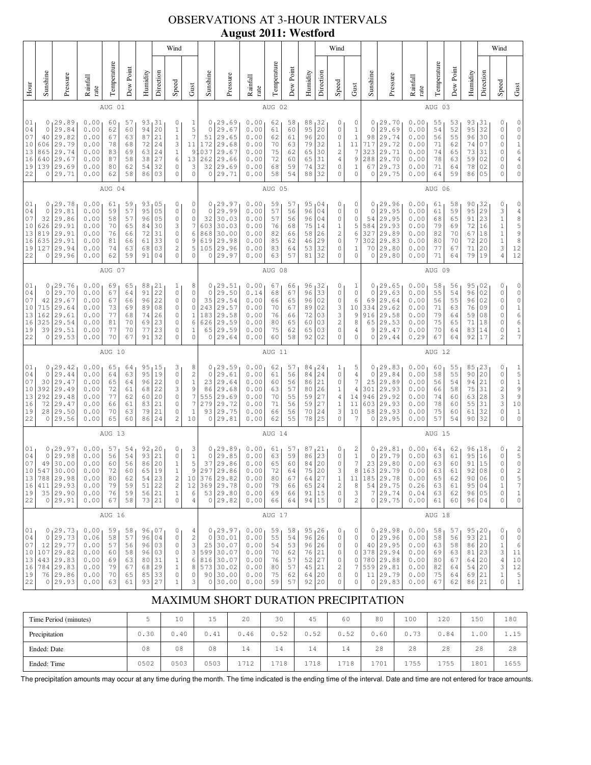# OBSERVATIONS AT 3-HOUR INTERVALS

## August 2011: Westford

| Hour | Sunshine | Pressure | Rainfall rate | Temperature | Dew Point | Humidity | Wind Direction | Wind Speed | Wind Gust | Sunshine | Pressure | Rainfall rate | Temperature | Dew Point | Humidity | Wind Direction | Wind Speed | Wind Gust | Sunshine | Pressure | Rainfall rate | Temperature | Dew Point | Humidity | Wind Direction | Wind Speed | Wind Gust |
|---|---|---|---|---|---|---|---|---|---|---|---|---|---|---|---|---|---|---|---|---|---|---|---|---|---|---|---|
| | AUG 01 | | | | | | | | | AUG 02 | | | | | | | | | AUG 03 | | | | | | | | |
| 01 | 0 | 29.89 | 0.00 | 60 | 57 | 93 | 31 | 0 | 1 | 0 | 29.69 | 0.00 | 62 | 58 | 88 | 32 | 0 | 0 | 0 | 29.70 | 0.00 | 55 | 53 | 93 | 31 | 0 | 0 |
| 04 | 0 | 29.84 | 0.00 | 62 | 60 | 94 | 20 | 1 | 5 | 0 | 29.67 | 0.00 | 61 | 60 | 95 | 20 | 0 | 1 | 0 | 29.69 | 0.00 | 54 | 52 | 95 | 32 | 0 | 0 |
| 07 | 40 | 29.82 | 0.00 | 67 | 63 | 87 | 21 | 1 | 7 | 51 | 29.65 | 0.00 | 62 | 61 | 96 | 20 | 0 | 1 | 98 | 29.74 | 0.00 | 56 | 55 | 96 | 30 | 0 | 0 |
| 10 | 606 | 29.79 | 0.00 | 78 | 68 | 72 | 24 | 3 | 11 | 172 | 29.68 | 0.00 | 70 | 63 | 79 | 32 | 1 | 11 | 717 | 29.72 | 0.00 | 71 | 62 | 74 | 07 | 0 | 1 |
| 13 | 865 | 29.74 | 0.00 | 83 | 69 | 63 | 24 | 1 | 9 | 1037 | 29.67 | 0.00 | 75 | 62 | 65 | 30 | 2 | 7 | 323 | 29.71 | 0.00 | 74 | 65 | 73 | 31 | 0 | 6 |
| 16 | 640 | 29.67 | 0.00 | 87 | 58 | 38 | 27 | 6 | 13 | 262 | 29.66 | 0.00 | 72 | 60 | 65 | 31 | 4 | 9 | 288 | 29.70 | 0.00 | 78 | 63 | 59 | 02 | 0 | 4 |
| 19 | 139 | 29.69 | 0.00 | 80 | 62 | 54 | 32 | 0 | 3 | 32 | 29.69 | 0.00 | 68 | 59 | 74 | 32 | 0 | 1 | 67 | 29.73 | 0.00 | 71 | 64 | 78 | 02 | 0 | 0 |
| 22 | 0 | 29.71 | 0.00 | 62 | 58 | 86 | 03 | 0 | 0 | 0 | 29.71 | 0.00 | 58 | 54 | 88 | 32 | 0 | 0 | 0 | 29.75 | 0.00 | 64 | 59 | 86 | 05 | 0 | 0 |
| | AUG 04 | | | | | | | | | AUG 05 | | | | | | | | | AUG 06 | | | | | | | | |
| 01 | 0 | 29.78 | 0.00 | 61 | 59 | 93 | 05 | 0 | 0 | 0 | 29.97 | 0.00 | 59 | 57 | 95 | 04 | 0 | 0 | 0 | 29.96 | 0.00 | 61 | 58 | 90 | 32 | 0 | 0 |
| 04 | 0 | 29.81 | 0.00 | 59 | 57 | 95 | 05 | 0 | 0 | 0 | 29.99 | 0.00 | 57 | 56 | 96 | 04 | 0 | 0 | 0 | 29.95 | 0.00 | 61 | 59 | 95 | 29 | 3 | 4 |
| 07 | 32 | 29.86 | 0.00 | 58 | 57 | 96 | 05 | 0 | 0 | 32 | 30.03 | 0.00 | 57 | 56 | 96 | 04 | 0 | 0 | 54 | 29.95 | 0.00 | 68 | 65 | 91 | 23 | 1 | 8 |
| 10 | 626 | 29.91 | 0.00 | 70 | 65 | 84 | 30 | 3 | 7 | 603 | 30.03 | 0.00 | 76 | 68 | 75 | 14 | 1 | 5 | 584 | 29.93 | 0.00 | 79 | 69 | 72 | 16 | 1 | 5 |
| 13 | 819 | 29.91 | 0.00 | 76 | 66 | 72 | 31 | 0 | 6 | 868 | 30.00 | 0.00 | 82 | 66 | 58 | 26 | 2 | 6 | 327 | 29.89 | 0.00 | 82 | 70 | 67 | 18 | 1 | 9 |
| 16 | 635 | 29.91 | 0.00 | 81 | 66 | 61 | 33 | 0 | 9 | 619 | 29.98 | 0.00 | 85 | 62 | 46 | 29 | 0 | 7 | 302 | 29.83 | 0.00 | 80 | 70 | 72 | 20 | 1 | 8 |
| 19 | 127 | 29.94 | 0.00 | 74 | 63 | 68 | 03 | 2 | 5 | 105 | 29.96 | 0.00 | 83 | 64 | 53 | 32 | 0 | 1 | 70 | 29.80 | 0.00 | 77 | 67 | 71 | 20 | 3 | 12 |
| 22 | 0 | 29.96 | 0.00 | 62 | 59 | 91 | 04 | 0 | 0 | 0 | 29.97 | 0.00 | 63 | 57 | 81 | 32 | 0 | 0 | 0 | 29.80 | 0.00 | 71 | 64 | 79 | 19 | 4 | 12 |
| | AUG 07 | | | | | | | | | AUG 08 | | | | | | | | | AUG 09 | | | | | | | | |
| 01 | 0 | 29.76 | 0.00 | 69 | 65 | 88 | 21 | 1 | 8 | 0 | 29.51 | 0.00 | 67 | 66 | 96 | 32 | 0 | 1 | 0 | 29.65 | 0.00 | 58 | 56 | 95 | 02 | 0 | 0 |
| 04 | 0 | 29.70 | 0.00 | 67 | 64 | 91 | 22 | 0 | 0 | 0 | 29.50 | 0.14 | 68 | 67 | 96 | 33 | 0 | 0 | 0 | 29.63 | 0.00 | 55 | 54 | 96 | 02 | 0 | 0 |
| 07 | 42 | 29.67 | 0.00 | 67 | 66 | 96 | 22 | 0 | 0 | 35 | 29.54 | 0.00 | 66 | 65 | 96 | 02 | 0 | 6 | 69 | 29.64 | 0.00 | 56 | 55 | 96 | 02 | 0 | 0 |
| 10 | 715 | 29.64 | 0.00 | 73 | 69 | 89 | 08 | 0 | 0 | 243 | 29.57 | 0.00 | 70 | 67 | 89 | 02 | 3 | 10 | 334 | 29.62 | 0.00 | 71 | 63 | 76 | 09 | 0 | 1 |
| 13 | 162 | 29.61 | 0.00 | 77 | 68 | 74 | 26 | 0 | 1 | 183 | 29.58 | 0.00 | 76 | 66 | 72 | 03 | 3 | 9 | 916 | 29.58 | 0.00 | 79 | 64 | 59 | 08 | 0 | 6 |
| 16 | 325 | 29.54 | 0.00 | 81 | 70 | 69 | 23 | 0 | 6 | 626 | 29.59 | 0.00 | 80 | 65 | 60 | 03 | 2 | 8 | 65 | 29.53 | 0.00 | 75 | 65 | 71 | 18 | 0 | 6 |
| 19 | 39 | 29.51 | 0.00 | 77 | 70 | 77 | 23 | 0 | 1 | 65 | 29.59 | 0.00 | 75 | 62 | 65 | 03 | 0 | 4 | 9 | 29.47 | 0.00 | 70 | 64 | 83 | 14 | 0 | 1 |
| 22 | 0 | 29.53 | 0.00 | 70 | 67 | 91 | 32 | 0 | 0 | 0 | 29.64 | 0.00 | 60 | 58 | 92 | 02 | 0 | 0 | 0 | 29.44 | 0.29 | 67 | 64 | 92 | 17 | 2 | 7 |
| | AUG 10 | | | | | | | | | AUG 11 | | | | | | | | | AUG 12 | | | | | | | | |
| 01 | 0 | 29.42 | 0.00 | 65 | 64 | 95 | 15 | 3 | 8 | 0 | 29.59 | 0.00 | 62 | 57 | 84 | 24 | 1 | 5 | 0 | 29.83 | 0.00 | 60 | 55 | 85 | 23 | 0 | 1 |
| 04 | 0 | 29.44 | 0.00 | 64 | 63 | 95 | 19 | 0 | 2 | 0 | 29.61 | 0.00 | 61 | 56 | 84 | 24 | 0 | 4 | 0 | 29.84 | 0.00 | 58 | 55 | 90 | 20 | 0 | 5 |
| 07 | 30 | 29.47 | 0.00 | 65 | 64 | 96 | 22 | 0 | 1 | 23 | 29.64 | 0.00 | 60 | 56 | 86 | 21 | 0 | 7 | 25 | 29.89 | 0.00 | 56 | 54 | 94 | 21 | 0 | 1 |
| 10 | 392 | 29.49 | 0.00 | 72 | 61 | 68 | 22 | 3 | 9 | 86 | 29.68 | 0.00 | 63 | 57 | 80 | 26 | 1 | 4 | 301 | 29.93 | 0.00 | 66 | 58 | 75 | 31 | 2 | 9 |
| 13 | 292 | 29.48 | 0.00 | 77 | 62 | 60 | 20 | 0 | 7 | 555 | 29.69 | 0.00 | 70 | 55 | 59 | 27 | 4 | 14 | 946 | 29.92 | 0.00 | 74 | 60 | 63 | 28 | 3 | 9 |
| 16 | 72 | 29.47 | 0.00 | 66 | 61 | 83 | 21 | 0 | 7 | 279 | 29.72 | 0.00 | 71 | 56 | 59 | 27 | 1 | 11 | 603 | 29.93 | 0.00 | 78 | 60 | 55 | 31 | 3 | 10 |
| 19 | 28 | 29.50 | 0.00 | 70 | 63 | 79 | 21 | 0 | 1 | 93 | 29.75 | 0.00 | 66 | 56 | 70 | 24 | 3 | 10 | 58 | 29.93 | 0.00 | 75 | 60 | 61 | 32 | 0 | 1 |
| 22 | 0 | 29.56 | 0.00 | 65 | 60 | 86 | 24 | 2 | 10 | 0 | 29.81 | 0.00 | 62 | 55 | 78 | 25 | 0 | 7 | 0 | 29.95 | 0.00 | 57 | 54 | 90 | 32 | 0 | 0 |
| | AUG 13 | | | | | | | | | AUG 14 | | | | | | | | | AUG 15 | | | | | | | | |
| 01 | 0 | 29.97 | 0.00 | 57 | 54 | 92 | 20 | 0 | 3 | 0 | 29.89 | 0.00 | 61 | 57 | 87 | 21 | 0 | 2 | 0 | 29.81 | 0.00 | 64 | 62 | 96 | 18 | 0 | 2 |
| 04 | 0 | 29.98 | 0.00 | 56 | 54 | 93 | 21 | 0 | 1 | 0 | 29.85 | 0.00 | 63 | 59 | 86 | 23 | 0 | 1 | 0 | 29.79 | 0.00 | 63 | 61 | 95 | 16 | 0 | 5 |
| 07 | 49 | 30.00 | 0.00 | 60 | 56 | 86 | 20 | 1 | 5 | 37 | 29.86 | 0.00 | 65 | 60 | 84 | 20 | 0 | 7 | 23 | 29.80 | 0.00 | 63 | 60 | 91 | 15 | 0 | 0 |
| 10 | 547 | 30.00 | 0.00 | 72 | 60 | 65 | 19 | 1 | 9 | 297 | 29.86 | 0.00 | 72 | 64 | 75 | 20 | 3 | 8 | 163 | 29.79 | 0.00 | 63 | 61 | 92 | 08 | 0 | 2 |
| 13 | 788 | 29.98 | 0.00 | 80 | 62 | 54 | 23 | 2 | 10 | 376 | 29.82 | 0.00 | 80 | 67 | 64 | 27 | 1 | 11 | 185 | 29.78 | 0.00 | 65 | 62 | 90 | 06 | 0 | 5 |
| 16 | 411 | 29.93 | 0.00 | 79 | 59 | 51 | 22 | 2 | 12 | 369 | 29.78 | 0.00 | 79 | 66 | 65 | 24 | 2 | 8 | 54 | 29.75 | 0.26 | 63 | 61 | 95 | 04 | 1 | 7 |
| 19 | 35 | 29.90 | 0.00 | 76 | 59 | 56 | 21 | 1 | 6 | 53 | 29.80 | 0.00 | 69 | 66 | 91 | 15 | 0 | 3 | 7 | 29.74 | 0.04 | 63 | 62 | 96 | 05 | 0 | 1 |
| 22 | 0 | 29.91 | 0.00 | 67 | 58 | 73 | 21 | 0 | 4 | 0 | 29.82 | 0.00 | 66 | 64 | 94 | 15 | 0 | 2 | 0 | 29.75 | 0.00 | 61 | 60 | 96 | 04 | 0 | 0 |
| | AUG 16 | | | | | | | | | AUG 17 | | | | | | | | | AUG 18 | | | | | | | | |
| 01 | 0 | 29.73 | 0.00 | 59 | 58 | 96 | 07 | 0 | 4 | 0 | 29.97 | 0.00 | 59 | 58 | 95 | 26 | 0 | 0 | 0 | 29.98 | 0.00 | 58 | 57 | 95 | 20 | 0 | 0 |
| 04 | 0 | 29.73 | 0.06 | 58 | 57 | 96 | 04 | 0 | 2 | 0 | 30.01 | 0.00 | 55 | 54 | 96 | 26 | 0 | 0 | 0 | 29.96 | 0.00 | 58 | 56 | 93 | 21 | 0 | 0 |
| 07 | 12 | 29.77 | 0.00 | 57 | 56 | 96 | 03 | 0 | 3 | 25 | 30.07 | 0.00 | 54 | 53 | 96 | 26 | 0 | 0 | 40 | 29.95 | 0.00 | 63 | 58 | 86 | 20 | 1 | 6 |
| 10 | 107 | 29.82 | 0.00 | 60 | 58 | 96 | 03 | 0 | 3 | 599 | 30.07 | 0.00 | 70 | 62 | 76 | 21 | 0 | 0 | 378 | 29.94 | 0.00 | 69 | 63 | 81 | 23 | 3 | 11 |
| 13 | 443 | 29.83 | 0.00 | 69 | 63 | 80 | 31 | 1 | 6 | 816 | 30.07 | 0.00 | 76 | 57 | 52 | 27 | 0 | 0 | 780 | 29.88 | 0.00 | 80 | 67 | 64 | 20 | 4 | 10 |
| 16 | 784 | 29.83 | 0.00 | 79 | 67 | 68 | 29 | 1 | 8 | 573 | 30.02 | 0.00 | 80 | 57 | 45 | 21 | 2 | 7 | 559 | 29.81 | 0.00 | 82 | 64 | 54 | 20 | 3 | 12 |
| 19 | 76 | 29.86 | 0.00 | 70 | 65 | 85 | 33 | 0 | 0 | 90 | 30.00 | 0.00 | 75 | 62 | 64 | 20 | 0 | 0 | 11 | 29.79 | 0.00 | 75 | 64 | 69 | 21 | 1 | 5 |
| 22 | 0 | 29.93 | 0.00 | 63 | 61 | 93 | 27 | 1 | 3 | 0 | 30.00 | 0.00 | 59 | 57 | 92 | 20 | 0 | 0 | 0 | 29.83 | 0.00 | 67 | 62 | 86 | 21 | 0 | 1 |

## MAXIMUM SHORT DURATION PRECIPITATION

| Time Period (minutes) | 5 | 10 | 15 | 20 | 30 | 45 | 60 | 80 | 100 | 120 | 150 | 180 |
|---|---|---|---|---|---|---|---|---|---|---|---|---|
| Precipitation | 0.30 | 0.40 | 0.41 | 0.46 | 0.52 | 0.52 | 0.52 | 0.60 | 0.73 | 0.84 | 1.00 | 1.15 |
| Ended: Date | 08 | 08 | 08 | 14 | 14 | 14 | 14 | 28 | 28 | 28 | 28 | 28 |
| Ended: Time | 0502 | 0503 | 0503 | 1712 | 1718 | 1718 | 1718 | 1701 | 1755 | 1755 | 1801 | 1655 |

The precipitation amounts may occur at any time during the month. The time indicated is the ending time of the interval. Date and time are not entered for trace amounts.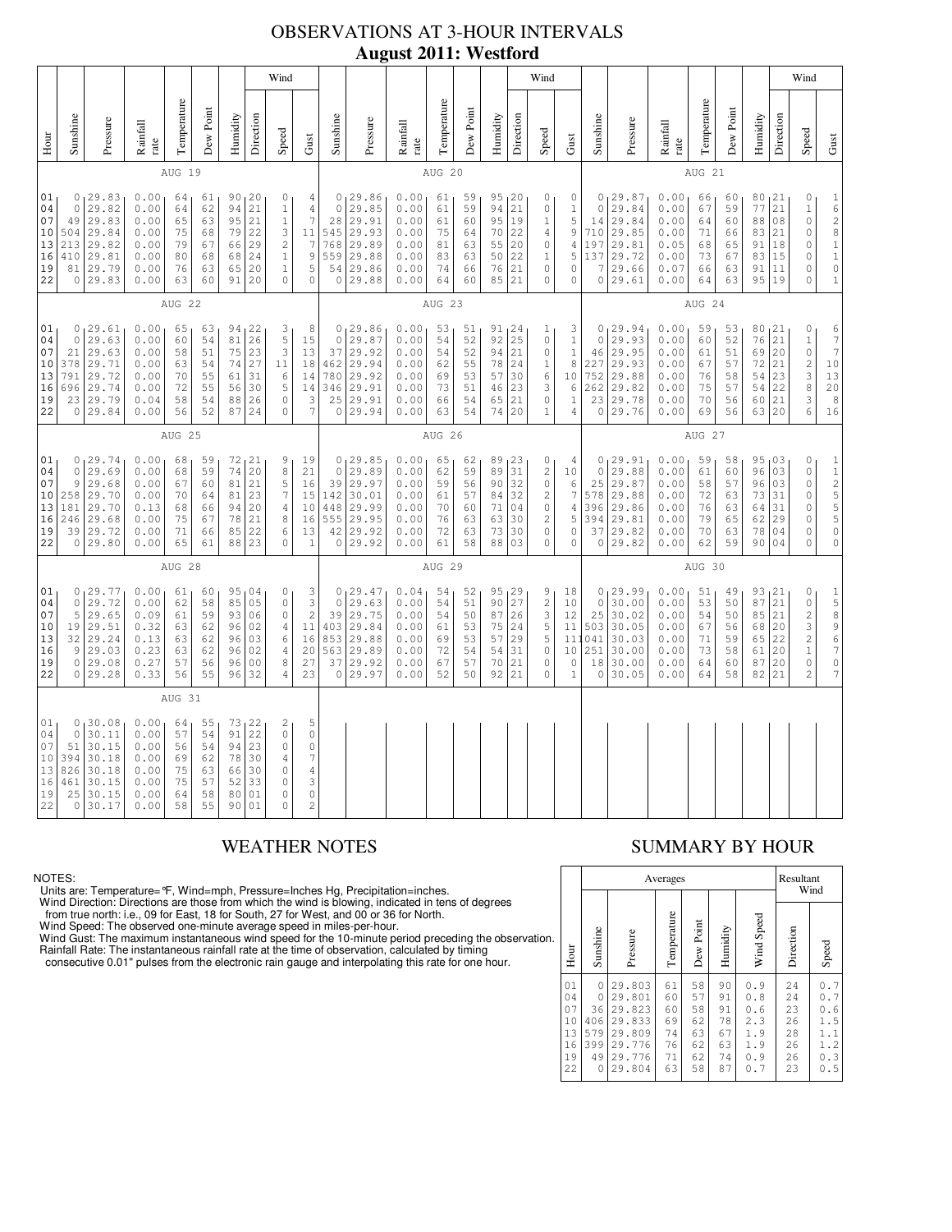# OBSERVATIONS AT 3-HOUR INTERVALS
## August 2011: Westford

### AUG 19

| Hour | Sunshine | Pressure | Rainfall rate | Temperature | Dew Point | Humidity | Wind Direction | Wind Speed | Wind Gust |
|---|---|---|---|---|---|---|---|---|---|
| 01 | 0 | 29.83 | 0.00 | 64 | 61 | 90 | 20 | 0 | 4 |
| 04 | 0 | 29.82 | 0.00 | 64 | 62 | 94 | 21 | 1 | 4 |
| 07 | 49 | 29.83 | 0.00 | 65 | 63 | 95 | 21 | 1 | 7 |
| 10 | 504 | 29.84 | 0.00 | 75 | 68 | 79 | 22 | 3 | 11 |
| 13 | 213 | 29.82 | 0.00 | 79 | 67 | 66 | 29 | 2 | 7 |
| 16 | 410 | 29.81 | 0.00 | 80 | 68 | 68 | 24 | 1 | 9 |
| 19 | 81 | 29.79 | 0.00 | 76 | 63 | 65 | 20 | 1 | 5 |
| 22 | 0 | 29.83 | 0.00 | 63 | 60 | 91 | 20 | 0 | 0 |

### AUG 20

| Hour | Sunshine | Pressure | Rainfall rate | Temperature | Dew Point | Humidity | Wind Direction | Wind Speed | Wind Gust |
|---|---|---|---|---|---|---|---|---|---|
| 01 | 0 | 29.86 | 0.00 | 61 | 59 | 95 | 20 | 0 | 0 |
| 04 | 0 | 29.85 | 0.00 | 61 | 59 | 94 | 21 | 0 | 1 |
| 07 | 28 | 29.91 | 0.00 | 61 | 60 | 95 | 19 | 1 | 5 |
| 10 | 545 | 29.93 | 0.00 | 75 | 64 | 70 | 22 | 4 | 9 |
| 13 | 768 | 29.89 | 0.00 | 81 | 63 | 55 | 20 | 0 | 4 |
| 16 | 559 | 29.88 | 0.00 | 83 | 63 | 50 | 22 | 1 | 5 |
| 19 | 54 | 29.86 | 0.00 | 74 | 66 | 76 | 21 | 0 | 0 |
| 22 | 0 | 29.88 | 0.00 | 64 | 60 | 85 | 21 | 0 | 0 |

### AUG 21

| Hour | Sunshine | Pressure | Rainfall rate | Temperature | Dew Point | Humidity | Wind Direction | Wind Speed | Wind Gust |
|---|---|---|---|---|---|---|---|---|---|
| 01 | 0 | 29.87 | 0.00 | 66 | 60 | 80 | 21 | 0 | 1 |
| 04 | 0 | 29.84 | 0.00 | 67 | 59 | 77 | 21 | 1 | 6 |
| 07 | 14 | 29.84 | 0.00 | 64 | 60 | 88 | 08 | 0 | 2 |
| 10 | 710 | 29.85 | 0.00 | 71 | 66 | 83 | 21 | 0 | 8 |
| 13 | 197 | 29.81 | 0.05 | 68 | 65 | 91 | 18 | 0 | 1 |
| 16 | 137 | 29.72 | 0.00 | 73 | 67 | 83 | 15 | 0 | 1 |
| 19 | 7 | 29.66 | 0.07 | 66 | 63 | 91 | 11 | 0 | 0 |
| 22 | 0 | 29.61 | 0.00 | 64 | 63 | 95 | 19 | 0 | 1 |

### AUG 22

| Hour | Sunshine | Pressure | Rainfall rate | Temperature | Dew Point | Humidity | Wind Direction | Wind Speed | Wind Gust |
|---|---|---|---|---|---|---|---|---|---|
| 01 | 0 | 29.61 | 0.00 | 65 | 63 | 94 | 22 | 3 | 8 |
| 04 | 0 | 29.63 | 0.00 | 60 | 54 | 81 | 26 | 5 | 15 |
| 07 | 21 | 29.63 | 0.00 | 58 | 51 | 75 | 23 | 3 | 13 |
| 10 | 378 | 29.71 | 0.00 | 63 | 54 | 74 | 27 | 11 | 18 |
| 13 | 791 | 29.72 | 0.00 | 70 | 55 | 61 | 31 | 6 | 14 |
| 16 | 696 | 29.74 | 0.00 | 72 | 55 | 56 | 30 | 5 | 14 |
| 19 | 23 | 29.79 | 0.04 | 58 | 54 | 88 | 26 | 0 | 3 |
| 22 | 0 | 29.84 | 0.00 | 56 | 52 | 87 | 24 | 0 | 7 |

### AUG 23

| Hour | Sunshine | Pressure | Rainfall rate | Temperature | Dew Point | Humidity | Wind Direction | Wind Speed | Wind Gust |
|---|---|---|---|---|---|---|---|---|---|
| 01 | 0 | 29.86 | 0.00 | 53 | 51 | 91 | 24 | 1 | 3 |
| 04 | 0 | 29.87 | 0.00 | 54 | 52 | 92 | 25 | 0 | 1 |
| 07 | 37 | 29.92 | 0.00 | 54 | 52 | 94 | 21 | 0 | 1 |
| 10 | 462 | 29.94 | 0.00 | 62 | 55 | 78 | 24 | 1 | 8 |
| 13 | 780 | 29.92 | 0.00 | 69 | 53 | 57 | 30 | 6 | 10 |
| 16 | 346 | 29.91 | 0.00 | 73 | 51 | 46 | 23 | 3 | 6 |
| 19 | 25 | 29.91 | 0.00 | 66 | 54 | 65 | 21 | 0 | 1 |
| 22 | 0 | 29.94 | 0.00 | 63 | 54 | 74 | 20 | 1 | 4 |

### AUG 24

| Hour | Sunshine | Pressure | Rainfall rate | Temperature | Dew Point | Humidity | Wind Direction | Wind Speed | Wind Gust |
|---|---|---|---|---|---|---|---|---|---|
| 01 | 0 | 29.94 | 0.00 | 59 | 53 | 80 | 21 | 0 | 6 |
| 04 | 0 | 29.93 | 0.00 | 60 | 52 | 76 | 21 | 1 | 7 |
| 07 | 46 | 29.95 | 0.00 | 61 | 51 | 69 | 20 | 0 | 7 |
| 10 | 227 | 29.93 | 0.00 | 67 | 57 | 72 | 21 | 2 | 10 |
| 13 | 752 | 29.88 | 0.00 | 76 | 58 | 54 | 23 | 3 | 13 |
| 16 | 262 | 29.82 | 0.00 | 75 | 57 | 54 | 22 | 8 | 20 |
| 19 | 23 | 29.78 | 0.00 | 70 | 56 | 60 | 21 | 3 | 8 |
| 22 | 0 | 29.76 | 0.00 | 69 | 56 | 63 | 20 | 6 | 16 |

### AUG 25

| Hour | Sunshine | Pressure | Rainfall rate | Temperature | Dew Point | Humidity | Wind Direction | Wind Speed | Wind Gust |
|---|---|---|---|---|---|---|---|---|---|
| 01 | 0 | 29.74 | 0.00 | 68 | 59 | 72 | 21 | 9 | 19 |
| 04 | 0 | 29.69 | 0.00 | 68 | 59 | 74 | 20 | 8 | 21 |
| 07 | 9 | 29.68 | 0.00 | 67 | 60 | 81 | 21 | 5 | 16 |
| 10 | 258 | 29.70 | 0.00 | 70 | 64 | 81 | 23 | 7 | 15 |
| 13 | 181 | 29.70 | 0.13 | 68 | 66 | 94 | 20 | 4 | 10 |
| 16 | 246 | 29.68 | 0.00 | 75 | 67 | 78 | 21 | 8 | 16 |
| 19 | 39 | 29.72 | 0.00 | 71 | 66 | 85 | 22 | 6 | 13 |
| 22 | 0 | 29.80 | 0.00 | 65 | 61 | 88 | 23 | 0 | 1 |

### AUG 26

| Hour | Sunshine | Pressure | Rainfall rate | Temperature | Dew Point | Humidity | Wind Direction | Wind Speed | Wind Gust |
|---|---|---|---|---|---|---|---|---|---|
| 01 | 0 | 29.85 | 0.00 | 65 | 62 | 89 | 23 | 0 | 4 |
| 04 | 0 | 29.89 | 0.00 | 62 | 59 | 89 | 31 | 2 | 10 |
| 07 | 39 | 29.97 | 0.00 | 59 | 56 | 90 | 32 | 0 | 6 |
| 10 | 142 | 30.01 | 0.00 | 61 | 57 | 84 | 32 | 2 | 7 |
| 13 | 448 | 29.99 | 0.00 | 70 | 60 | 71 | 04 | 0 | 4 |
| 16 | 555 | 29.95 | 0.00 | 76 | 63 | 63 | 30 | 2 | 5 |
| 19 | 42 | 29.92 | 0.00 | 72 | 63 | 73 | 30 | 0 | 0 |
| 22 | 0 | 29.92 | 0.00 | 61 | 58 | 88 | 03 | 0 | 0 |

### AUG 27

| Hour | Sunshine | Pressure | Rainfall rate | Temperature | Dew Point | Humidity | Wind Direction | Wind Speed | Wind Gust |
|---|---|---|---|---|---|---|---|---|---|
| 01 | 0 | 29.91 | 0.00 | 59 | 58 | 95 | 03 | 0 | 1 |
| 04 | 0 | 29.88 | 0.00 | 61 | 60 | 96 | 03 | 0 | 1 |
| 07 | 25 | 29.87 | 0.00 | 58 | 57 | 96 | 03 | 0 | 2 |
| 10 | 578 | 29.88 | 0.00 | 72 | 63 | 73 | 31 | 0 | 5 |
| 13 | 396 | 29.86 | 0.00 | 76 | 63 | 64 | 31 | 0 | 5 |
| 16 | 394 | 29.81 | 0.00 | 79 | 65 | 62 | 29 | 0 | 5 |
| 19 | 37 | 29.82 | 0.00 | 70 | 63 | 78 | 04 | 0 | 0 |
| 22 | 0 | 29.82 | 0.00 | 62 | 59 | 90 | 04 | 0 | 0 |

### AUG 28

| Hour | Sunshine | Pressure | Rainfall rate | Temperature | Dew Point | Humidity | Wind Direction | Wind Speed | Wind Gust |
|---|---|---|---|---|---|---|---|---|---|
| 01 | 0 | 29.77 | 0.00 | 61 | 60 | 95 | 04 | 0 | 3 |
| 04 | 0 | 29.72 | 0.00 | 62 | 58 | 85 | 05 | 0 | 3 |
| 07 | 5 | 29.65 | 0.09 | 61 | 59 | 93 | 06 | 0 | 2 |
| 10 | 19 | 29.51 | 0.32 | 63 | 62 | 96 | 02 | 4 | 11 |
| 13 | 32 | 29.24 | 0.13 | 63 | 62 | 96 | 03 | 6 | 16 |
| 16 | 9 | 29.03 | 0.23 | 63 | 62 | 96 | 02 | 4 | 20 |
| 19 | 0 | 29.08 | 0.27 | 57 | 56 | 96 | 00 | 8 | 27 |
| 22 | 0 | 29.28 | 0.33 | 56 | 55 | 96 | 32 | 4 | 23 |

### AUG 29

| Hour | Sunshine | Pressure | Rainfall rate | Temperature | Dew Point | Humidity | Wind Direction | Wind Speed | Wind Gust |
|---|---|---|---|---|---|---|---|---|---|
| 01 | 0 | 29.47 | 0.04 | 54 | 52 | 95 | 29 | 9 | 18 |
| 04 | 0 | 29.63 | 0.00 | 54 | 51 | 90 | 27 | 2 | 10 |
| 07 | 39 | 29.75 | 0.00 | 54 | 50 | 87 | 26 | 3 | 12 |
| 10 | 403 | 29.84 | 0.00 | 61 | 53 | 75 | 24 | 5 | 11 |
| 13 | 853 | 29.88 | 0.00 | 69 | 53 | 57 | 29 | 5 | 11 |
| 16 | 563 | 29.89 | 0.00 | 72 | 54 | 54 | 31 | 5 | 10 |
| 19 | 37 | 29.92 | 0.00 | 67 | 57 | 70 | 21 | 0 | 0 |
| 22 | 0 | 29.97 | 0.00 | 52 | 50 | 92 | 21 | 0 | 1 |

### AUG 30

| Hour | Sunshine | Pressure | Rainfall rate | Temperature | Dew Point | Humidity | Wind Direction | Wind Speed | Wind Gust |
|---|---|---|---|---|---|---|---|---|---|
| 01 | 0 | 29.99 | 0.00 | 51 | 49 | 93 | 21 | 0 | 1 |
| 04 | 0 | 30.00 | 0.00 | 53 | 50 | 87 | 21 | 0 | 5 |
| 07 | 25 | 30.02 | 0.00 | 54 | 50 | 85 | 21 | 2 | 8 |
| 10 | 503 | 30.05 | 0.00 | 67 | 56 | 68 | 20 | 3 | 9 |
| 13 | 1041 | 30.03 | 0.00 | 71 | 59 | 65 | 22 | 2 | 6 |
| 16 | 251 | 30.00 | 0.00 | 73 | 58 | 61 | 20 | 1 | 7 |
| 19 | 18 | 30.00 | 0.00 | 64 | 60 | 87 | 20 | 0 | 0 |
| 22 | 0 | 30.05 | 0.00 | 64 | 58 | 82 | 21 | 2 | 7 |

### AUG 31

| Hour | Sunshine | Pressure | Rainfall rate | Temperature | Dew Point | Humidity | Wind Direction | Wind Speed | Wind Gust |
|---|---|---|---|---|---|---|---|---|---|
| 01 | 0 | 30.08 | 0.00 | 64 | 55 | 73 | 22 | 2 | 5 |
| 04 | 0 | 30.11 | 0.00 | 57 | 54 | 91 | 22 | 0 | 0 |
| 07 | 51 | 30.15 | 0.00 | 56 | 54 | 94 | 23 | 0 | 0 |
| 10 | 394 | 30.18 | 0.00 | 69 | 62 | 78 | 30 | 4 | 7 |
| 13 | 826 | 30.18 | 0.00 | 75 | 63 | 66 | 30 | 0 | 4 |
| 16 | 461 | 30.15 | 0.00 | 75 | 57 | 52 | 33 | 0 | 3 |
| 19 | 25 | 30.15 | 0.00 | 64 | 58 | 80 | 01 | 0 | 0 |
| 22 | 0 | 30.17 | 0.00 | 58 | 55 | 90 | 01 | 0 | 2 |

## WEATHER NOTES

NOTES:
Units are: Temperature=°F, Wind=mph, Pressure=Inches Hg, Precipitation=inches.
Wind Direction: Directions are those from which the wind is blowing, indicated in tens of degrees from true north: i.e., 09 for East, 18 for South, 27 for West, and 00 or 36 for North.
Wind Speed: The observed one-minute average speed in miles-per-hour.
Wind Gust: The maximum instantaneous wind speed for the 10-minute period preceding the observation.
Rainfall Rate: The instantaneous rainfall rate at the time of observation, calculated by timing consecutive 0.01" pulses from the electronic rain gauge and interpolating this rate for one hour.

## SUMMARY BY HOUR

| Hour | Averages: Sunshine | Pressure | Temperature | Dew Point | Humidity | Wind Speed | Resultant Wind: Direction | Speed |
|---|---|---|---|---|---|---|---|---|
| 01 | 0 | 29.803 | 61 | 58 | 90 | 0.9 | 24 | 0.7 |
| 04 | 0 | 29.801 | 60 | 57 | 91 | 0.8 | 24 | 0.7 |
| 07 | 36 | 29.823 | 60 | 58 | 91 | 0.6 | 23 | 0.6 |
| 10 | 406 | 29.833 | 69 | 62 | 78 | 2.3 | 26 | 1.5 |
| 13 | 579 | 29.809 | 74 | 63 | 67 | 1.9 | 28 | 1.1 |
| 16 | 399 | 29.776 | 76 | 62 | 63 | 1.9 | 26 | 1.2 |
| 19 | 49 | 29.776 | 71 | 62 | 74 | 0.9 | 26 | 0.3 |
| 22 | 0 | 29.804 | 63 | 58 | 87 | 0.7 | 23 | 0.5 |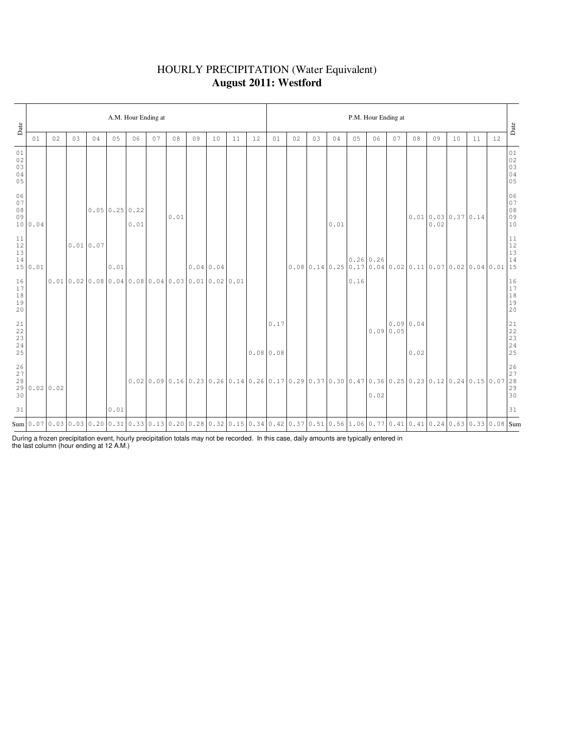# HOURLY PRECIPITATION (Water Equivalent)

## **August 2011: Westford**

| Date | A.M. Hour Ending at | | | | | | | | | | | | P.M. Hour Ending at | | | | | | | | | | | | Date |
|---|---|---|---|---|---|---|---|---|---|---|---|---|---|---|---|---|---|---|---|---|---|---|---|---|---|
| | 01 | 02 | 03 | 04 | 05 | 06 | 07 | 08 | 09 | 10 | 11 | 12 | 01 | 02 | 03 | 04 | 05 | 06 | 07 | 08 | 09 | 10 | 11 | 12 | |
| 01 | | | | | | | | | | | | | | | | | | | | | | | | | 01 |
| 02 | | | | | | | | | | | | | | | | | | | | | | | | | 02 |
| 03 | | | | | | | | | | | | | | | | | | | | | | | | | 03 |
| 04 | | | | | | | | | | | | | | | | | | | | | | | | | 04 |
| 05 | | | | | | | | | | | | | | | | | | | | | | | | | 05 |
| 06 | | | | | | | | | | | | | | | | | | | | | | | | | 06 |
| 07 | | | | | | | | | | | | | | | | | | | | | | | | | 07 |
| 08 | | | | 0.05 | 0.25 | 0.22 | | | | | | | | | | | | | | 0.01 | 0.03 | 0.37 | 0.14 | | 08 |
| 09 | | | | | | | | 0.01 | | | | | | | | | | | | | 0.02 | | | | 09 |
| 10 | 0.04 | | | | | 0.01 | | | | | | | | | | 0.01 | | | | | | | | | 10 |
| 11 | | | | | | | | | | | | | | | | | | | | | | | | | 11 |
| 12 | | | 0.01 | 0.07 | | | | | | | | | | | | | | | | | | | | | 12 |
| 13 | | | | | | | | | | | | | | | | | | | | | | | | | 13 |
| 14 | | | | | | | | | | | | | | | | | 0.26 | 0.26 | | | | | | | 14 |
| 15 | 0.01 | | | | 0.01 | | | | 0.04 | 0.04 | | | | 0.08 | 0.14 | 0.25 | 0.17 | 0.04 | 0.02 | 0.11 | 0.07 | 0.02 | 0.04 | 0.01 | 15 |
| 16 | | 0.01 | 0.02 | 0.08 | 0.04 | 0.08 | 0.04 | 0.03 | 0.01 | 0.02 | 0.01 | | | | | | 0.16 | | | | | | | | 16 |
| 17 | | | | | | | | | | | | | | | | | | | | | | | | | 17 |
| 18 | | | | | | | | | | | | | | | | | | | | | | | | | 18 |
| 19 | | | | | | | | | | | | | | | | | | | | | | | | | 19 |
| 20 | | | | | | | | | | | | | | | | | | | | | | | | | 20 |
| 21 | | | | | | | | | | | | | 0.17 | | | | | | 0.09 | 0.04 | | | | | 21 |
| 22 | | | | | | | | | | | | | | | | | | 0.09 | 0.05 | | | | | | 22 |
| 23 | | | | | | | | | | | | | | | | | | | | | | | | | 23 |
| 24 | | | | | | | | | | | | | | | | | | | | | | | | | 24 |
| 25 | | | | | | | | | | | | 0.08 | 0.08 | | | | | | | 0.02 | | | | | 25 |
| 26 | | | | | | | | | | | | | | | | | | | | | | | | | 26 |
| 27 | | | | | | | | | | | | | | | | | | | | | | | | | 27 |
| 28 | | | | | | 0.02 | 0.09 | 0.16 | 0.23 | 0.26 | 0.14 | 0.26 | 0.17 | 0.29 | 0.37 | 0.30 | 0.47 | 0.36 | 0.25 | 0.23 | 0.12 | 0.24 | 0.15 | 0.07 | 28 |
| 29 | 0.02 | 0.02 | | | | | | | | | | | | | | | | | | | | | | | 29 |
| 30 | | | | | | | | | | | | | | | | | | 0.02 | | | | | | | 30 |
| 31 | | | | | 0.01 | | | | | | | | | | | | | | | | | | | | 31 |
| Sum | 0.07 | 0.03 | 0.03 | 0.20 | 0.31 | 0.33 | 0.13 | 0.20 | 0.28 | 0.32 | 0.15 | 0.34 | 0.42 | 0.37 | 0.51 | 0.56 | 1.06 | 0.77 | 0.41 | 0.41 | 0.24 | 0.63 | 0.33 | 0.08 | Sum |

During a frozen precipitation event, hourly precipitation totals may not be recorded. In this case, daily amounts are typically entered in the last column (hour ending at 12 A.M.)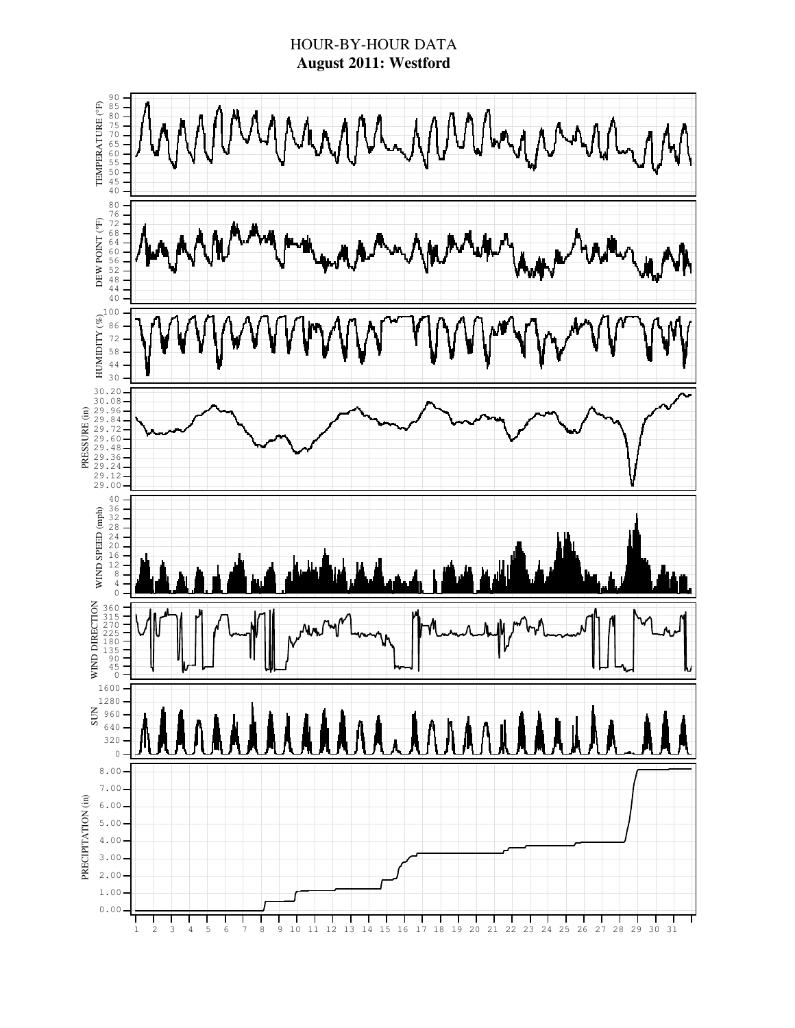# HOUR-BY-HOUR DATA

## August 2011: Westford

TEMPERATURE (°F): 40, 45, 50, 55, 60, 65, 70, 75, 80, 85, 90

DEW POINT (°F): 40, 44, 48, 52, 56, 60, 64, 68, 72, 76, 80

HUMIDITY (%): 30, 44, 58, 72, 86, 100

PRESSURE (in): 29.00, 29.12, 29.24, 29.36, 29.48, 29.60, 29.72, 29.84, 29.96, 30.08, 30.20

WIND SPEED (mph): 0, 4, 8, 12, 16, 20, 24, 28, 32, 36, 40

WIND DIRECTION: 0, 45, 90, 135, 180, 225, 270, 315, 360

SUN: 0, 320, 640, 960, 1280, 1600

PRECIPITATION (in): 0.00, 1.00, 2.00, 3.00, 4.00, 5.00, 6.00, 7.00, 8.00

1 2 3 4 5 6 7 8 9 10 11 12 13 14 15 16 17 18 19 20 21 22 23 24 25 26 27 28 29 30 31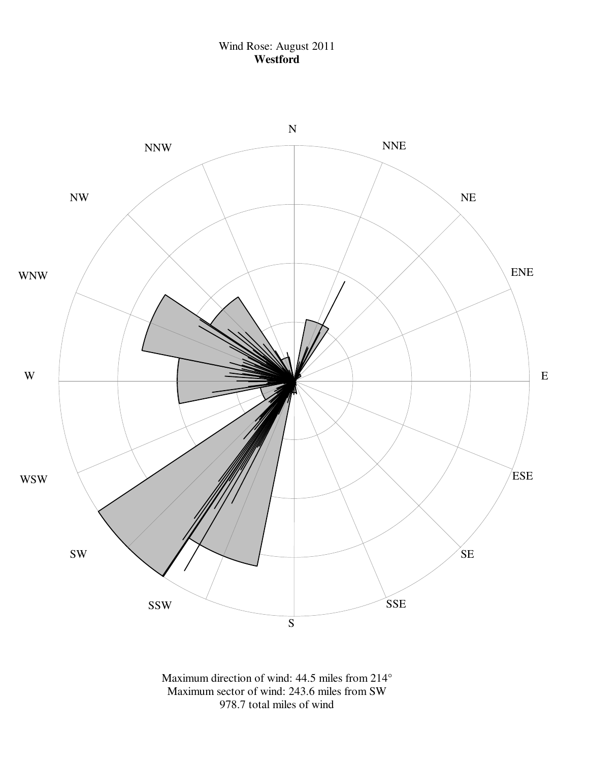Wind Rose: August 2011

**Westford**

N

NNE

NE

ENE

E

ESE

SE

SSE

S

SSW

SW

WSW

W

WNW

NW

NNW

Maximum direction of wind: 44.5 miles from 214°

Maximum sector of wind: 243.6 miles from SW

978.7 total miles of wind